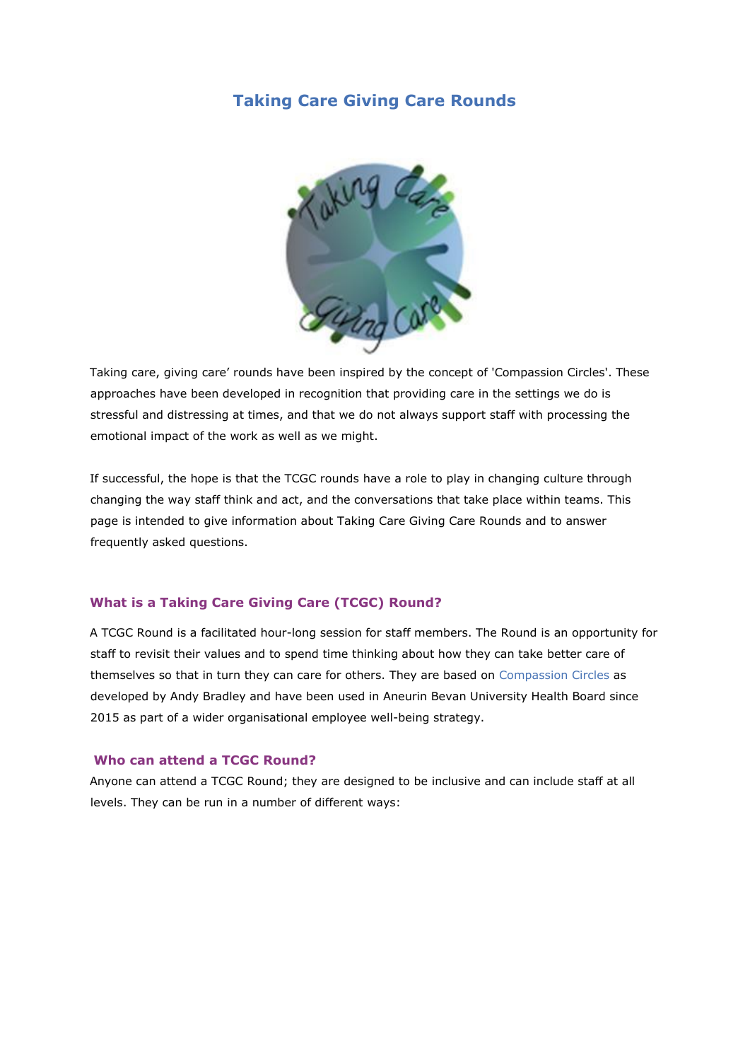# Taking Care Giving Care Rounds

Taking care, giving care' rounds have been inspired by the concept of 'Compassion Circles'. These approaches have been developed in recognition that providing care in the settings we do is stressful and distressing at times, and that we do not always support staff with processing the emotional impact of the work as well as we might.

If successful, the hope is that the TCGC rounds have a role to play in changing culture through changing the way staff think and act, and the conversations that take place within teams. This page is intended to give information about Taking Care Giving Care Rounds and to answer frequently asked questions.

## What is a Taking Care Giving Care (TCGC) Round?

A TCGC Round is a facilitated hour-long session for staff members. The Round is an opportunity for staff to revisit their values and to spend time thinking about how they can take better care of themselves so that in turn they can care for others. They are based on Compassion Circles as developed by Andy Bradley and have been used in Aneurin Bevan University Health Board since 2015 as part of a wider organisational employee well-being strategy.

## Who can attend a TCGC Round?

Anyone can attend a TCGC Round; they are designed to be inclusive and can include staff at all levels. They can be run in a number of different ways: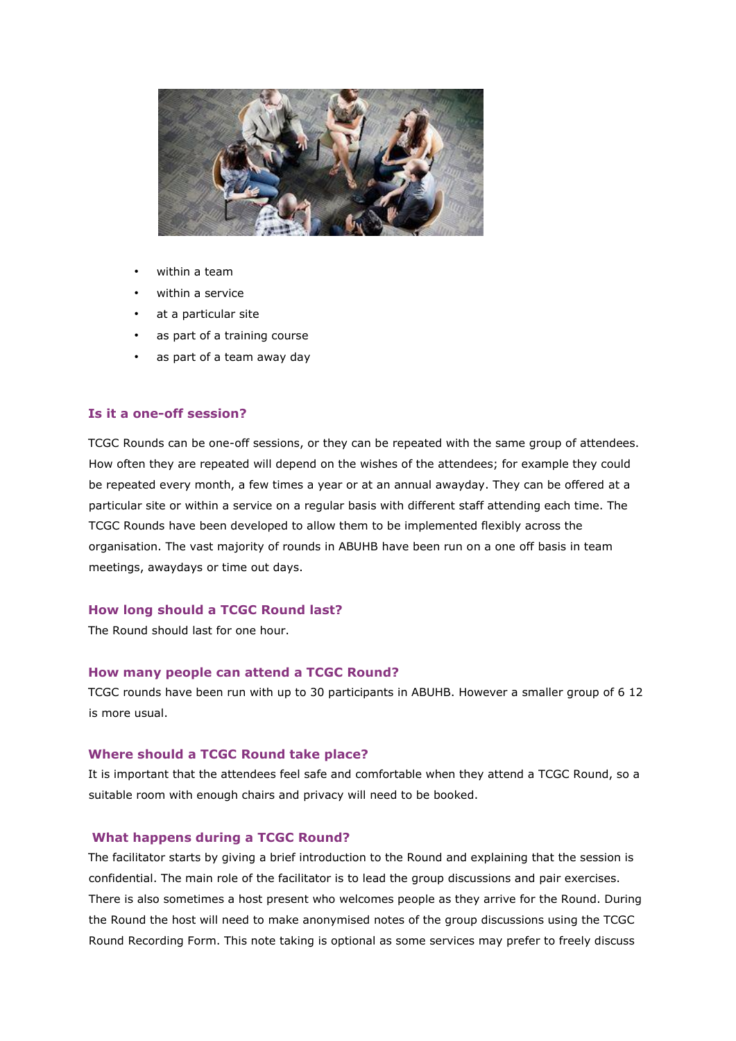- within a team
- within a service
- at a particular site
- as part of a training course
- as part of a team away day

### Is it a one-off session?

TCGC Rounds can be one-off sessions, or they can be repeated with the same group of attendees. How often they are repeated will depend on the wishes of the attendees; for example they could be repeated every month, a few times a year or at an annual awayday. They can be offered at a particular site or within a service on a regular basis with different staff attending each time. The TCGC Rounds have been developed to allow them to be implemented flexibly across the organisation. The vast majority of rounds in ABUHB have been run on a one off basis in team meetings, awaydays or time out days.

### How long should a TCGC Round last?

The Round should last for one hour.

### How many people can attend a TCGC Round?

TCGC rounds have been run with up to 30 participants in ABUHB. However a smaller group of 6 12 is more usual.

### Where should a TCGC Round take place?

It is important that the attendees feel safe and comfortable when they attend a TCGC Round, so a suitable room with enough chairs and privacy will need to be booked.

### What happens during a TCGC Round?

The facilitator starts by giving a brief introduction to the Round and explaining that the session is confidential. The main role of the facilitator is to lead the group discussions and pair exercises. There is also sometimes a host present who welcomes people as they arrive for the Round. During the Round the host will need to make anonymised notes of the group discussions using the TCGC Round Recording Form. This note taking is optional as some services may prefer to freely discuss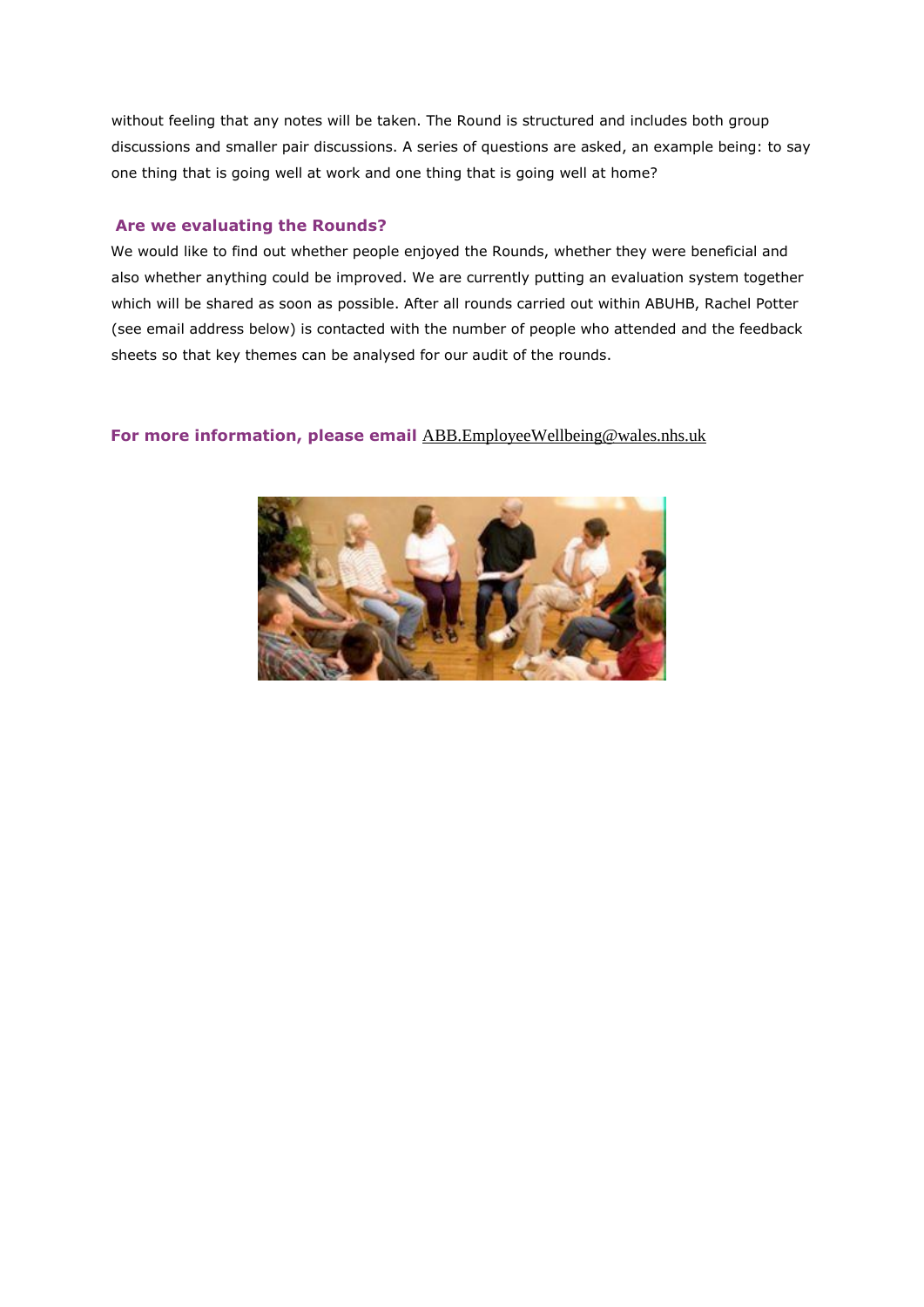without feeling that any notes will be taken. The Round is structured and includes both group discussions and smaller pair discussions. A series of questions are asked, an example being: to say one thing that is going well at work and one thing that is going well at home?

## Are we evaluating the Rounds?

We would like to find out whether people enjoyed the Rounds, whether they were beneficial and also whether anything could be improved. We are currently putting an evaluation system together which will be shared as soon as possible. After all rounds carried out within ABUHB, Rachel Potter (see email address below) is contacted with the number of people who attended and the feedback sheets so that key themes can be analysed for our audit of the rounds.

**For more information, please email** ABB.EmployeeWellbeing@wales.nhs.uk